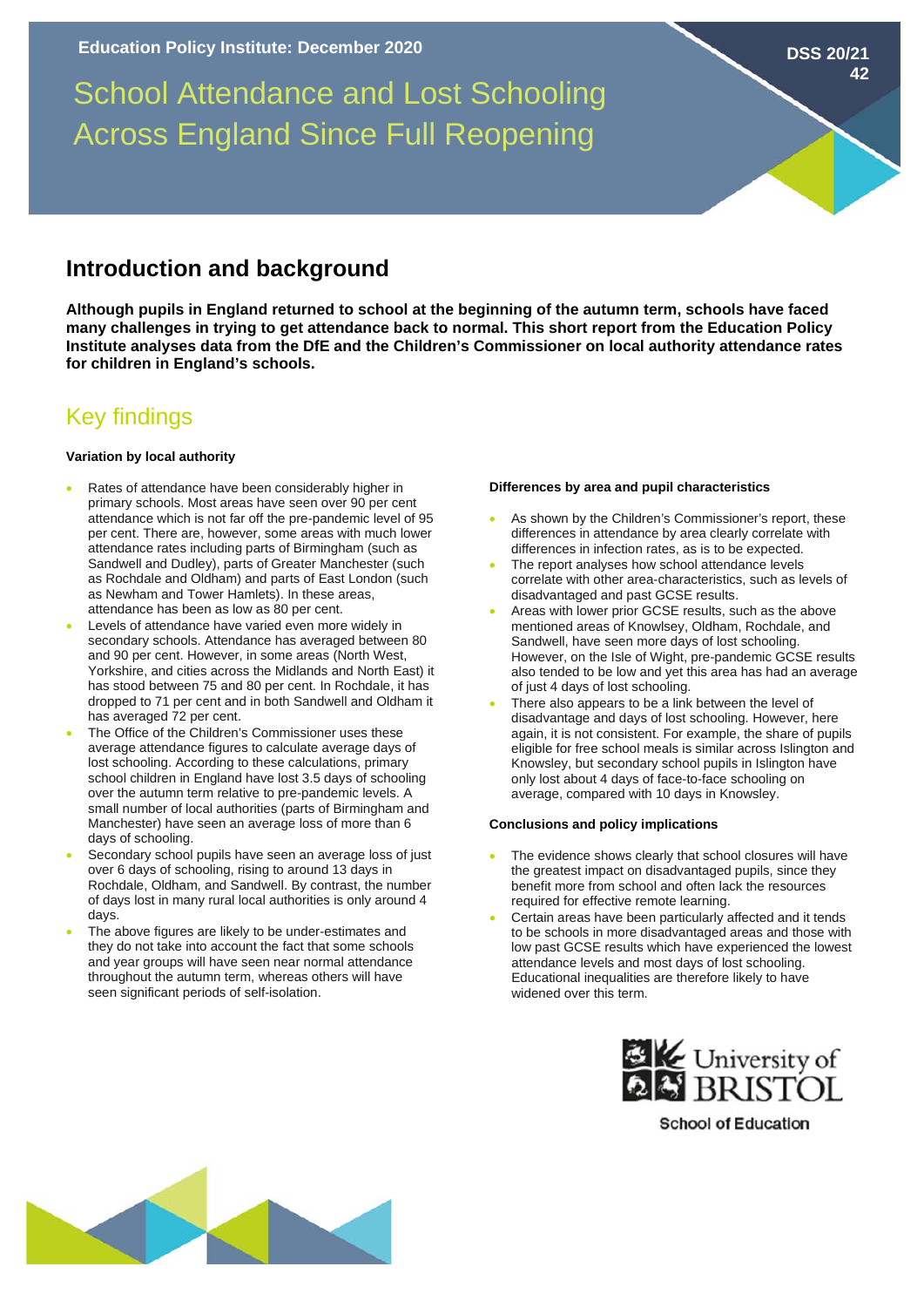Education Policy Institute: December 2020

DSS 20/21 42

# School Attendance and Lost Schooling Across England Since Full Reopening

## Introduction and background

**Although pupils in England returned to school at the beginning of the autumn term, schools have faced many challenges in trying to get attendance back to normal. This short report from the Education Policy Institute analyses data from the DfE and the Children's Commissioner on local authority attendance rates for children in England's schools.**

## Key findings

#### Variation by local authority

- Rates of attendance have been considerably higher in primary schools. Most areas have seen over 90 per cent attendance which is not far off the pre-pandemic level of 95 per cent. There are, however, some areas with much lower attendance rates including parts of Birmingham (such as Sandwell and Dudley), parts of Greater Manchester (such as Rochdale and Oldham) and parts of East London (such as Newham and Tower Hamlets). In these areas, attendance has been as low as 80 per cent.
- Levels of attendance have varied even more widely in secondary schools. Attendance has averaged between 80 and 90 per cent. However, in some areas (North West, Yorkshire, and cities across the Midlands and North East) it has stood between 75 and 80 per cent. In Rochdale, it has dropped to 71 per cent and in both Sandwell and Oldham it has averaged 72 per cent.
- The Office of the Children's Commissioner uses these average attendance figures to calculate average days of lost schooling. According to these calculations, primary school children in England have lost 3.5 days of schooling over the autumn term relative to pre-pandemic levels. A small number of local authorities (parts of Birmingham and Manchester) have seen an average loss of more than 6 days of schooling.
- Secondary school pupils have seen an average loss of just over 6 days of schooling, rising to around 13 days in Rochdale, Oldham, and Sandwell. By contrast, the number of days lost in many rural local authorities is only around 4 days.
- The above figures are likely to be under-estimates and they do not take into account the fact that some schools and year groups will have seen near normal attendance throughout the autumn term, whereas others will have seen significant periods of self-isolation.

#### Differences by area and pupil characteristics

- As shown by the Children's Commissioner's report, these differences in attendance by area clearly correlate with differences in infection rates, as is to be expected.
- The report analyses how school attendance levels correlate with other area-characteristics, such as levels of disadvantaged and past GCSE results.
- Areas with lower prior GCSE results, such as the above mentioned areas of Knowlsey, Oldham, Rochdale, and Sandwell, have seen more days of lost schooling. However, on the Isle of Wight, pre-pandemic GCSE results also tended to be low and yet this area has had an average of just 4 days of lost schooling.
- There also appears to be a link between the level of disadvantage and days of lost schooling. However, here again, it is not consistent. For example, the share of pupils eligible for free school meals is similar across Islington and Knowsley, but secondary school pupils in Islington have only lost about 4 days of face-to-face schooling on average, compared with 10 days in Knowsley.

#### Conclusions and policy implications

- The evidence shows clearly that school closures will have the greatest impact on disadvantaged pupils, since they benefit more from school and often lack the resources required for effective remote learning.
- Certain areas have been particularly affected and it tends to be schools in more disadvantaged areas and those with low past GCSE results which have experienced the lowest attendance levels and most days of lost schooling. Educational inequalities are therefore likely to have widened over this term.

University of BRISTOL

School of Education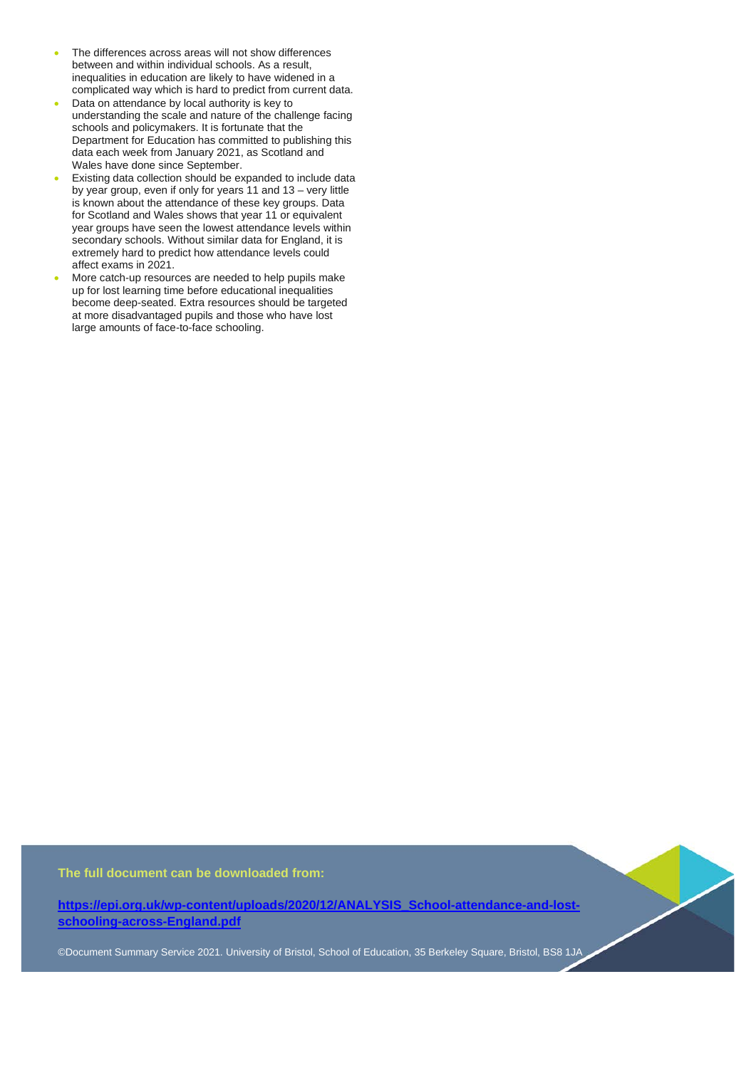- The differences across areas will not show differences between and within individual schools. As a result, inequalities in education are likely to have widened in a complicated way which is hard to predict from current data.
- Data on attendance by local authority is key to understanding the scale and nature of the challenge facing schools and policymakers. It is fortunate that the Department for Education has committed to publishing this data each week from January 2021, as Scotland and Wales have done since September.
- Existing data collection should be expanded to include data by year group, even if only for years 11 and 13 – very little is known about the attendance of these key groups. Data for Scotland and Wales shows that year 11 or equivalent year groups have seen the lowest attendance levels within secondary schools. Without similar data for England, it is extremely hard to predict how attendance levels could affect exams in 2021.
- More catch-up resources are needed to help pupils make up for lost learning time before educational inequalities become deep-seated. Extra resources should be targeted at more disadvantaged pupils and those who have lost large amounts of face-to-face schooling.

**The full document can be downloaded from:**

**https://epi.org.uk/wp-content/uploads/2020/12/ANALYSIS_School-attendance-and-lost-schooling-across-England.pdf**

©Document Summary Service 2021. University of Bristol, School of Education, 35 Berkeley Square, Bristol, BS8 1JA